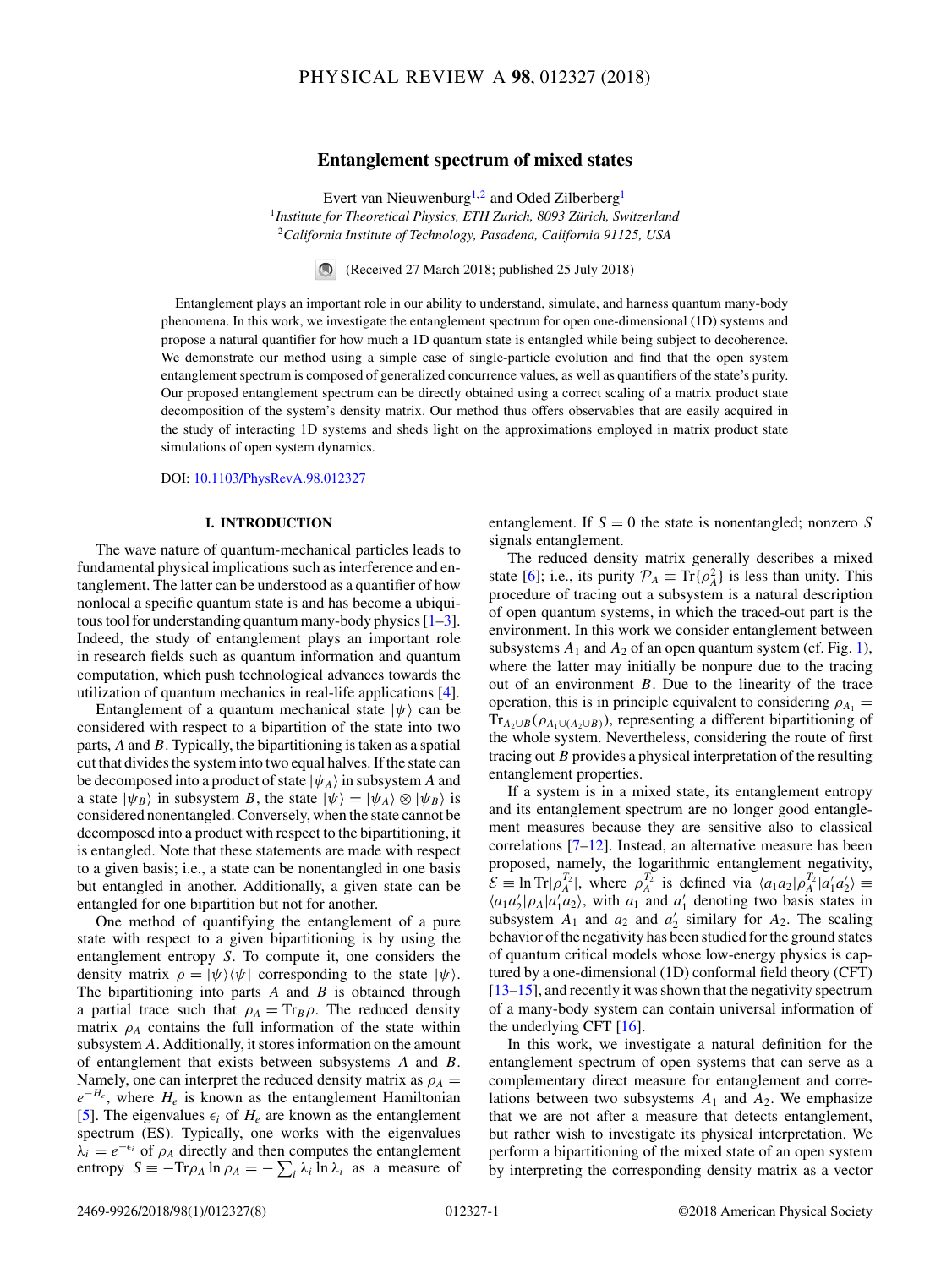# Entanglement spectrum of mixed states

Evert van Nieuwenburg[1,2] and Oded Zilberberg[1]

[1]*Institute for Theoretical Physics, ETH Zurich, 8093 Zürich, Switzerland*
[2]*California Institute of Technology, Pasadena, California 91125, USA*

(Received 27 March 2018; published 25 July 2018)

Entanglement plays an important role in our ability to understand, simulate, and harness quantum many-body phenomena. In this work, we investigate the entanglement spectrum for open one-dimensional (1D) systems and propose a natural quantifier for how much a 1D quantum state is entangled while being subject to decoherence. We demonstrate our method using a simple case of single-particle evolution and find that the open system entanglement spectrum is composed of generalized concurrence values, as well as quantifiers of the state's purity. Our proposed entanglement spectrum can be directly obtained using a correct scaling of a matrix product state decomposition of the system's density matrix. Our method thus offers observables that are easily acquired in the study of interacting 1D systems and sheds light on the approximations employed in matrix product state simulations of open system dynamics.

DOI: 10.1103/PhysRevA.98.012327

## I. INTRODUCTION

The wave nature of quantum-mechanical particles leads to fundamental physical implications such as interference and entanglement. The latter can be understood as a quantifier of how nonlocal a specific quantum state is and has become a ubiquitous tool for understanding quantum many-body physics [1–3]. Indeed, the study of entanglement plays an important role in research fields such as quantum information and quantum computation, which push technological advances towards the utilization of quantum mechanics in real-life applications [4].

Entanglement of a quantum mechanical state $|\psi\rangle$ can be considered with respect to a bipartition of the state into two parts, $A$ and $B$. Typically, the bipartitioning is taken as a spatial cut that divides the system into two equal halves. If the state can be decomposed into a product of state $|\psi_A\rangle$ in subsystem $A$ and a state $|\psi_B\rangle$ in subsystem $B$, the state $|\psi\rangle = |\psi_A\rangle \otimes |\psi_B\rangle$ is considered nonentangled. Conversely, when the state cannot be decomposed into a product with respect to the bipartitioning, it is entangled. Note that these statements are made with respect to a given basis; i.e., a state can be nonentangled in one basis but entangled in another. Additionally, a given state can be entangled for one bipartition but not for another.

One method of quantifying the entanglement of a pure state with respect to a given bipartitioning is by using the entanglement entropy $S$. To compute it, one considers the density matrix $\rho = |\psi\rangle\langle\psi|$ corresponding to the state $|\psi\rangle$. The bipartitioning into parts $A$ and $B$ is obtained through a partial trace such that $\rho_A = \mathrm{Tr}_B \rho$. The reduced density matrix $\rho_A$ contains the full information of the state within subsystem $A$. Additionally, it stores information on the amount of entanglement that exists between subsystems $A$ and $B$. Namely, one can interpret the reduced density matrix as $\rho_A = e^{-H_e}$, where $H_e$ is known as the entanglement Hamiltonian [5]. The eigenvalues $\epsilon_i$ of $H_e$ are known as the entanglement spectrum (ES). Typically, one works with the eigenvalues $\lambda_i = e^{-\epsilon_i}$ of $\rho_A$ directly and then computes the entanglement entropy $S \equiv -\mathrm{Tr}\rho_A \ln \rho_A = -\sum_i \lambda_i \ln \lambda_i$ as a measure of entanglement. If $S = 0$ the state is nonentangled; nonzero $S$ signals entanglement.

The reduced density matrix generally describes a mixed state [6]; i.e., its purity $\mathcal{P}_A \equiv \mathrm{Tr}\{\rho_A^2\}$ is less than unity. This procedure of tracing out a subsystem is a natural description of open quantum systems, in which the traced-out part is the environment. In this work we consider entanglement between subsystems $A_1$ and $A_2$ of an open quantum system (cf. Fig. 1), where the latter may initially be nonpure due to the tracing out of an environment $B$. Due to the linearity of the trace operation, this is in principle equivalent to considering $\rho_{A_1} = \mathrm{Tr}_{A_2 \cup B}(\rho_{A_1 \cup (A_2 \cup B)})$, representing a different bipartitioning of the whole system. Nevertheless, considering the route of first tracing out $B$ provides a physical interpretation of the resulting entanglement properties.

If a system is in a mixed state, its entanglement entropy and its entanglement spectrum are no longer good entanglement measures because they are sensitive also to classical correlations [7–12]. Instead, an alternative measure has been proposed, namely, the logarithmic entanglement negativity, $\mathcal{E} \equiv \ln \mathrm{Tr}|\rho_A^{T_2}|$, where $\rho_A^{T_2}$ is defined via $\langle a_1 a_2|\rho_A^{T_2}|a_1' a_2'\rangle \equiv \langle a_1 a_2'|\rho_A|a_1' a_2\rangle$, with $a_1$ and $a_1'$ denoting two basis states in subsystem $A_1$ and $a_2$ and $a_2'$ similary for $A_2$. The scaling behavior of the negativity has been studied for the ground states of quantum critical models whose low-energy physics is captured by a one-dimensional (1D) conformal field theory (CFT) [13–15], and recently it was shown that the negativity spectrum of a many-body system can contain universal information of the underlying CFT [16].

In this work, we investigate a natural definition for the entanglement spectrum of open systems that can serve as a complementary direct measure for entanglement and correlations between two subsystems $A_1$ and $A_2$. We emphasize that we are not after a measure that detects entanglement, but rather wish to investigate its physical interpretation. We perform a bipartitioning of the mixed state of an open system by interpreting the corresponding density matrix as a vector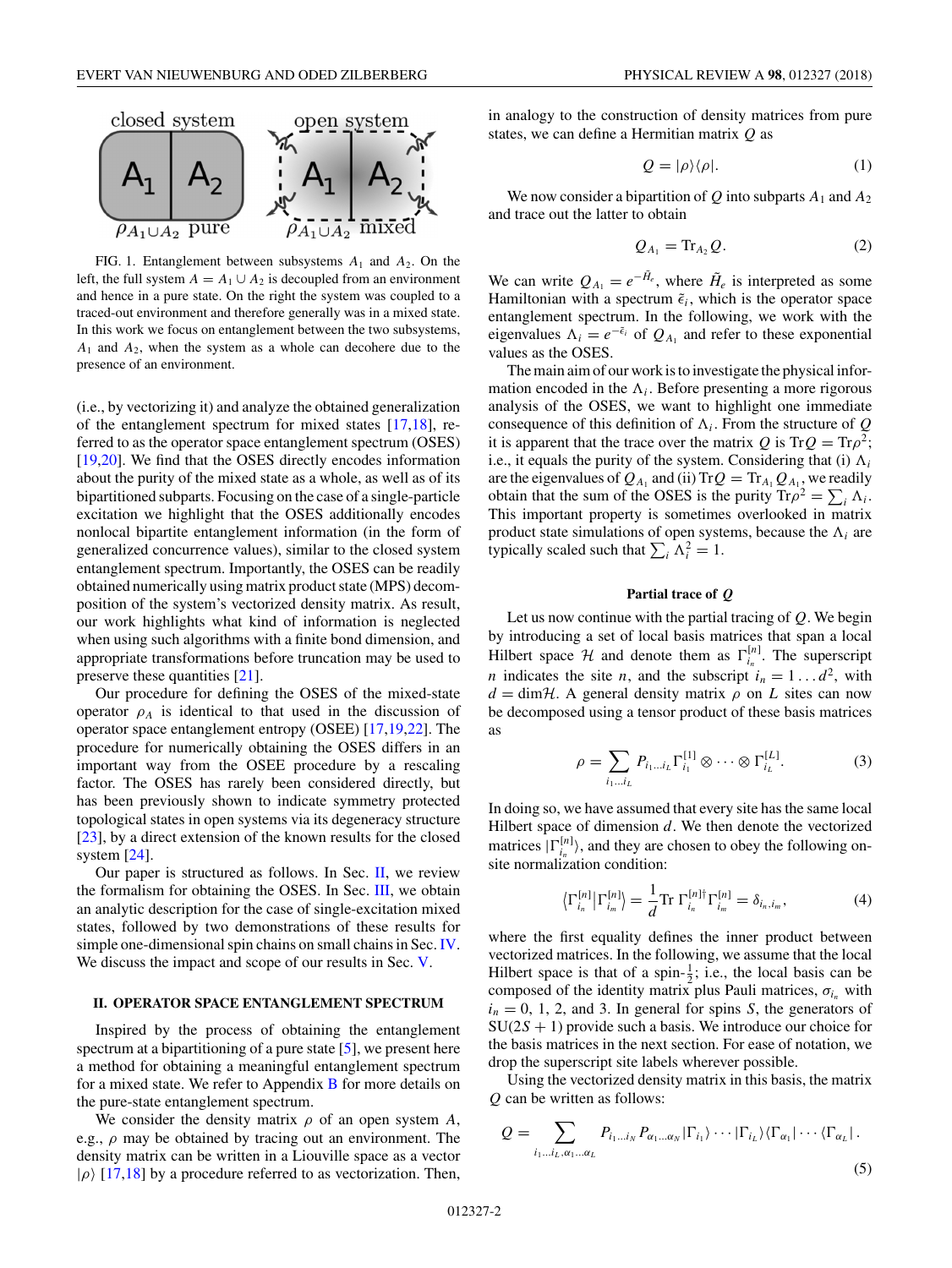FIG. 1. Entanglement between subsystems $A_1$ and $A_2$. On the left, the full system $A = A_1 \cup A_2$ is decoupled from an environment and hence in a pure state. On the right the system was coupled to a traced-out environment and therefore generally was in a mixed state. In this work we focus on entanglement between the two subsystems, $A_1$ and $A_2$, when the system as a whole can decohere due to the presence of an environment.

(i.e., by vectorizing it) and analyze the obtained generalization of the entanglement spectrum for mixed states [17,18], referred to as the operator space entanglement spectrum (OSES) [19,20]. We find that the OSES directly encodes information about the purity of the mixed state as a whole, as well as of its bipartitioned subparts. Focusing on the case of a single-particle excitation we highlight that the OSES additionally encodes nonlocal bipartite entanglement information (in the form of generalized concurrence values), similar to the closed system entanglement spectrum. Importantly, the OSES can be readily obtained numerically using matrix product state (MPS) decomposition of the system's vectorized density matrix. As result, our work highlights what kind of information is neglected when using such algorithms with a finite bond dimension, and appropriate transformations before truncation may be used to preserve these quantities [21].

Our procedure for defining the OSES of the mixed-state operator $\rho_A$ is identical to that used in the discussion of operator space entanglement entropy (OSEE) [17,19,22]. The procedure for numerically obtaining the OSES differs in an important way from the OSEE procedure by a rescaling factor. The OSES has rarely been considered directly, but has been previously shown to indicate symmetry protected topological states in open systems via its degeneracy structure [23], by a direct extension of the known results for the closed system [24].

Our paper is structured as follows. In Sec. II, we review the formalism for obtaining the OSES. In Sec. III, we obtain an analytic description for the case of single-excitation mixed states, followed by two demonstrations of these results for simple one-dimensional spin chains on small chains in Sec. IV. We discuss the impact and scope of our results in Sec. V.

## II. OPERATOR SPACE ENTANGLEMENT SPECTRUM

Inspired by the process of obtaining the entanglement spectrum at a bipartitioning of a pure state [5], we present here a method for obtaining a meaningful entanglement spectrum for a mixed state. We refer to Appendix B for more details on the pure-state entanglement spectrum.

We consider the density matrix $\rho$ of an open system $A$, e.g., $\rho$ may be obtained by tracing out an environment. The density matrix can be written in a Liouville space as a vector $|\rho\rangle$ [17,18] by a procedure referred to as vectorization. Then, in analogy to the construction of density matrices from pure states, we can define a Hermitian matrix $Q$ as

$$Q = |\rho\rangle\langle\rho|. \tag{1}$$

We now consider a bipartition of $Q$ into subparts $A_1$ and $A_2$ and trace out the latter to obtain

$$Q_{A_1} = \mathrm{Tr}_{A_2} Q. \tag{2}$$

We can write $Q_{A_1} = e^{-\tilde{H}_e}$, where $\tilde{H}_e$ is interpreted as some Hamiltonian with a spectrum $\tilde{\epsilon}_i$, which is the operator space entanglement spectrum. In the following, we work with the eigenvalues $\Lambda_i = e^{-\tilde{\epsilon}_i}$ of $Q_{A_1}$ and refer to these exponential values as the OSES.

The main aim of our work is to investigate the physical information encoded in the $\Lambda_i$. Before presenting a more rigorous analysis of the OSES, we want to highlight one immediate consequence of this definition of $\Lambda_i$. From the structure of $Q$ it is apparent that the trace over the matrix $Q$ is $\mathrm{Tr}Q = \mathrm{Tr}\rho^2$; i.e., it equals the purity of the system. Considering that (i) $\Lambda_i$ are the eigenvalues of $Q_{A_1}$ and (ii) $\mathrm{Tr}Q = \mathrm{Tr}_{A_1} Q_{A_1}$, we readily obtain that the sum of the OSES is the purity $\mathrm{Tr}\rho^2 = \sum_i \Lambda_i$. This important property is sometimes overlooked in matrix product state simulations of open systems, because the $\Lambda_i$ are typically scaled such that $\sum_i \Lambda_i^2 = 1$.

### Partial trace of $Q$

Let us now continue with the partial tracing of $Q$. We begin by introducing a set of local basis matrices that span a local Hilbert space $\mathcal{H}$ and denote them as $\Gamma^{[n]}_{i_n}$. The superscript $n$ indicates the site $n$, and the subscript $i_n = 1 \ldots d^2$, with $d = \dim\mathcal{H}$. A general density matrix $\rho$ on $L$ sites can now be decomposed using a tensor product of these basis matrices as

$$\rho = \sum_{i_1 \ldots i_L} P_{i_1 \ldots i_L} \Gamma^{[1]}_{i_1} \otimes \cdots \otimes \Gamma^{[L]}_{i_L}. \tag{3}$$

In doing so, we have assumed that every site has the same local Hilbert space of dimension $d$. We then denote the vectorized matrices $|\Gamma^{[n]}_{i_n}\rangle$, and they are chosen to obey the following on-site normalization condition:

$$\langle \Gamma^{[n]}_{i_n} | \Gamma^{[n]}_{i_m} \rangle = \frac{1}{d} \mathrm{Tr}\, \Gamma^{[n]\dagger}_{i_n} \Gamma^{[n]}_{i_m} = \delta_{i_n, i_m}, \tag{4}$$

where the first equality defines the inner product between vectorized matrices. In the following, we assume that the local Hilbert space is that of a spin-$\frac{1}{2}$; i.e., the local basis can be composed of the identity matrix plus Pauli matrices, $\sigma_{i_n}$ with $i_n = 0$, 1, 2, and 3. In general for spins $S$, the generators of SU($2S+1$) provide such a basis. We introduce our choice for the basis matrices in the next section. For ease of notation, we drop the superscript site labels wherever possible.

Using the vectorized density matrix in this basis, the matrix $Q$ can be written as follows:

$$Q = \sum_{i_1 \ldots i_L, \alpha_1 \ldots \alpha_L} P_{i_1 \ldots i_N} P_{\alpha_1 \ldots \alpha_N} |\Gamma_{i_1}\rangle \cdots |\Gamma_{i_L}\rangle \langle \Gamma_{\alpha_1}| \cdots \langle \Gamma_{\alpha_L}|. \tag{5}$$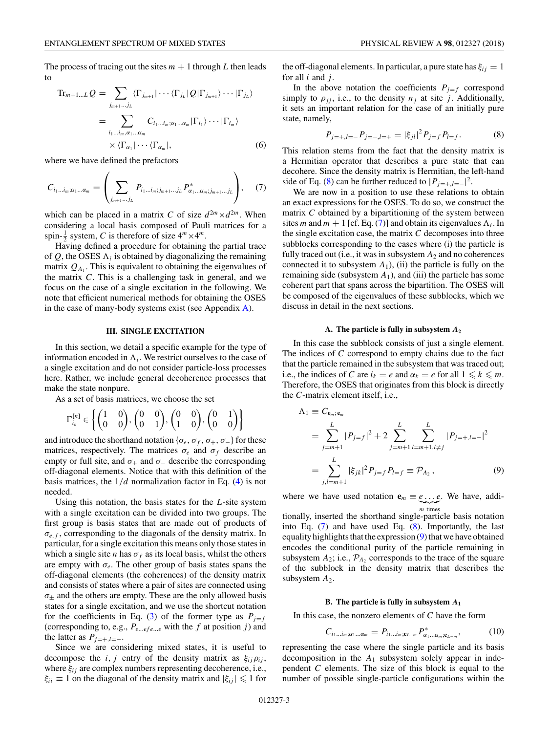The process of tracing out the sites $m+1$ through $L$ then leads to

$$
\begin{aligned}
\mathrm{Tr}_{m+1\ldots L} Q &= \sum_{j_{m+1}\ldots j_L} \langle \Gamma_{j_{m+1}} | \cdots \langle \Gamma_{j_L} | Q | \Gamma_{j_{m+1}} \rangle \cdots | \Gamma_{j_L} \rangle \\
&= \sum_{i_1\ldots i_m, \alpha_1 \ldots \alpha_m} C_{i_1 \ldots i_m; \alpha_1 \ldots \alpha_m} | \Gamma_{i_1} \rangle \cdots | \Gamma_{i_m} \rangle \\
&\quad \times \langle \Gamma_{\alpha_1} | \cdots \langle \Gamma_{\alpha_m} |,
\end{aligned} \tag{6}
$$

where we have defined the prefactors

$$
C_{i_1\ldots i_m;\alpha_1\ldots\alpha_m} = \left( \sum_{j_{m+1}\ldots j_L} P_{i_1\ldots i_m; j_{m+1}\ldots j_L} P^*_{\alpha_1 \ldots \alpha_m; j_{m+1} \ldots j_L} \right), \tag{7}
$$

which can be placed in a matrix $C$ of size $d^{2m} \times d^{2m}$. When considering a local basis composed of Pauli matrices for a spin-$\frac{1}{2}$ system, $C$ is therefore of size $4^m \times 4^m$.

Having defined a procedure for obtaining the partial trace of $Q$, the OSES $\Lambda_i$ is obtained by diagonalizing the remaining matrix $Q_{A_1}$. This is equivalent to obtaining the eigenvalues of the matrix $C$. This is a challenging task in general, and we focus on the case of a single excitation in the following. We note that efficient numerical methods for obtaining the OSES in the case of many-body systems exist (see Appendix A).

## III. SINGLE EXCITATION

In this section, we detail a specific example for the type of information encoded in $\Lambda_i$. We restrict ourselves to the case of a single excitation and do not consider particle-loss processes here. Rather, we include general decoherence processes that make the state nonpure.

As a set of basis matrices, we choose the set

$$
\Gamma^{[n]}_{i_n} \in \left\{ \begin{pmatrix} 1 & 0 \\ 0 & 0 \end{pmatrix}, \begin{pmatrix} 0 & 0 \\ 0 & 1 \end{pmatrix}, \begin{pmatrix} 0 & 0 \\ 1 & 0 \end{pmatrix}, \begin{pmatrix} 0 & 1 \\ 0 & 0 \end{pmatrix} \right\}
$$

and introduce the shorthand notation $\{\sigma_e, \sigma_f, \sigma_+, \sigma_-\}$ for these matrices, respectively. The matrices $\sigma_e$ and $\sigma_f$ describe an empty or full site, and $\sigma_+$ and $\sigma_-$ describe the corresponding off-diagonal elements. Notice that with this definition of the basis matrices, the $1/d$ normalization factor in Eq. (4) is not needed.

Using this notation, the basis states for the $L$-site system with a single excitation can be divided into two groups. The first group is basis states that are made out of products of $\sigma_{e,f}$, corresponding to the diagonals of the density matrix. In particular, for a single excitation this means only those states in which a single site $n$ has $\sigma_f$ as its local basis, whilst the others are empty with $\sigma_e$. The other group of basis states spans the off-diagonal elements (the coherences) of the density matrix and consists of states where a pair of sites are connected using $\sigma_\pm$ and the others are empty. These are the only allowed basis states for a single excitation, and we use the shortcut notation for the coefficients in Eq. (3) of the former type as $P_{j=f}$ (corresponding to, e.g., $P_{e\ldots efe\ldots e}$ with the $f$ at position $j$) and the latter as $P_{j=+,l=-}$.

Since we are considering mixed states, it is useful to decompose the $i, j$ entry of the density matrix as $\xi_{ij}\rho_{ij}$, where $\xi_{ij}$ are complex numbers representing decoherence, i.e., $\xi_{ii} \equiv 1$ on the diagonal of the density matrix and $|\xi_{ij}| \leqslant 1$ for the off-diagonal elements. In particular, a pure state has $\xi_{ij} = 1$ for all $i$ and $j$.

In the above notation the coefficients $P_{j=f}$ correspond simply to $\rho_{jj}$, i.e., to the density $n_j$ at site $j$. Additionally, it sets an important relation for the case of an initially pure state, namely,

$$
P_{j=+,l=-} P_{j=-,l=+} = |\xi_{jl}|^2 P_{j=f} P_{l=f}. \tag{8}
$$

This relation stems from the fact that the density matrix is a Hermitian operator that describes a pure state that can decohere. Since the density matrix is Hermitian, the left-hand side of Eq. (8) can be further reduced to $|P_{j=+,l=-}|^2$.

We are now in a position to use these relations to obtain an exact expressions for the OSES. To do so, we construct the matrix $C$ obtained by a bipartitioning of the system between sites $m$ and $m+1$ [cf. Eq. (7)] and obtain its eigenvalues $\Lambda_i$. In the single excitation case, the matrix $C$ decomposes into three subblocks corresponding to the cases where (i) the particle is fully traced out (i.e., it was in subsystem $A_2$ and no coherences connected it to subsystem $A_1$), (ii) the particle is fully on the remaining side (subsystem $A_1$), and (iii) the particle has some coherent part that spans across the bipartition. The OSES will be composed of the eigenvalues of these subblocks, which we discuss in detail in the next sections.

### A. The particle is fully in subsystem $A_2$

In this case the subblock consists of just a single element. The indices of $C$ correspond to empty chains due to the fact that the particle remained in the subsystem that was traced out; i.e., the indices of $C$ are $i_k = e$ and $\alpha_k = e$ for all $1 \leqslant k \leqslant m$. Therefore, the OSES that originates from this block is directly the $C$-matrix element itself, i.e.,

$$
\begin{aligned}
\Lambda_1 &\equiv C_{\mathbf{e}_m;\mathbf{e}_m} \\
&= \sum_{j=m+1}^{L} |P_{j=f}|^2 + 2 \sum_{j=m+1}^{L} \sum_{l=m+1, l\neq j}^{L} |P_{j=+,l=-}|^2 \\
&= \sum_{j,l=m+1}^{L} |\xi_{jk}|^2 P_{j=f} P_{l=f} \equiv \mathcal{P}_{A_2},
\end{aligned} \tag{9}
$$

where we have used notation $\mathbf{e}_m \equiv \underbrace{e\ldots e}_{m \text{ times}}$. We have, additionally, inserted the shorthand single-particle basis notation into Eq. (7) and have used Eq. (8). Importantly, the last equality highlights that the expression (9) that we have obtained encodes the conditional purity of the particle remaining in subsystem $A_2$; i.e., $\mathcal{P}_{A_2}$ corresponds to the trace of the square of the subblock in the density matrix that describes the subsystem $A_2$.

### B. The particle is fully in subsystem $A_1$

In this case, the nonzero elements of $C$ have the form

$$
C_{i_1\ldots i_m;\alpha_1\ldots\alpha_m} = P_{i_1\ldots i_m;\mathbf{e}_{L-m}} P^*_{\alpha_1\ldots\alpha_m;\mathbf{e}_{L-m}}, \tag{10}
$$

representing the case where the single particle and its basis decomposition in the $A_1$ subsystem solely appear in independent $C$ elements. The size of this block is equal to the number of possible single-particle configurations within the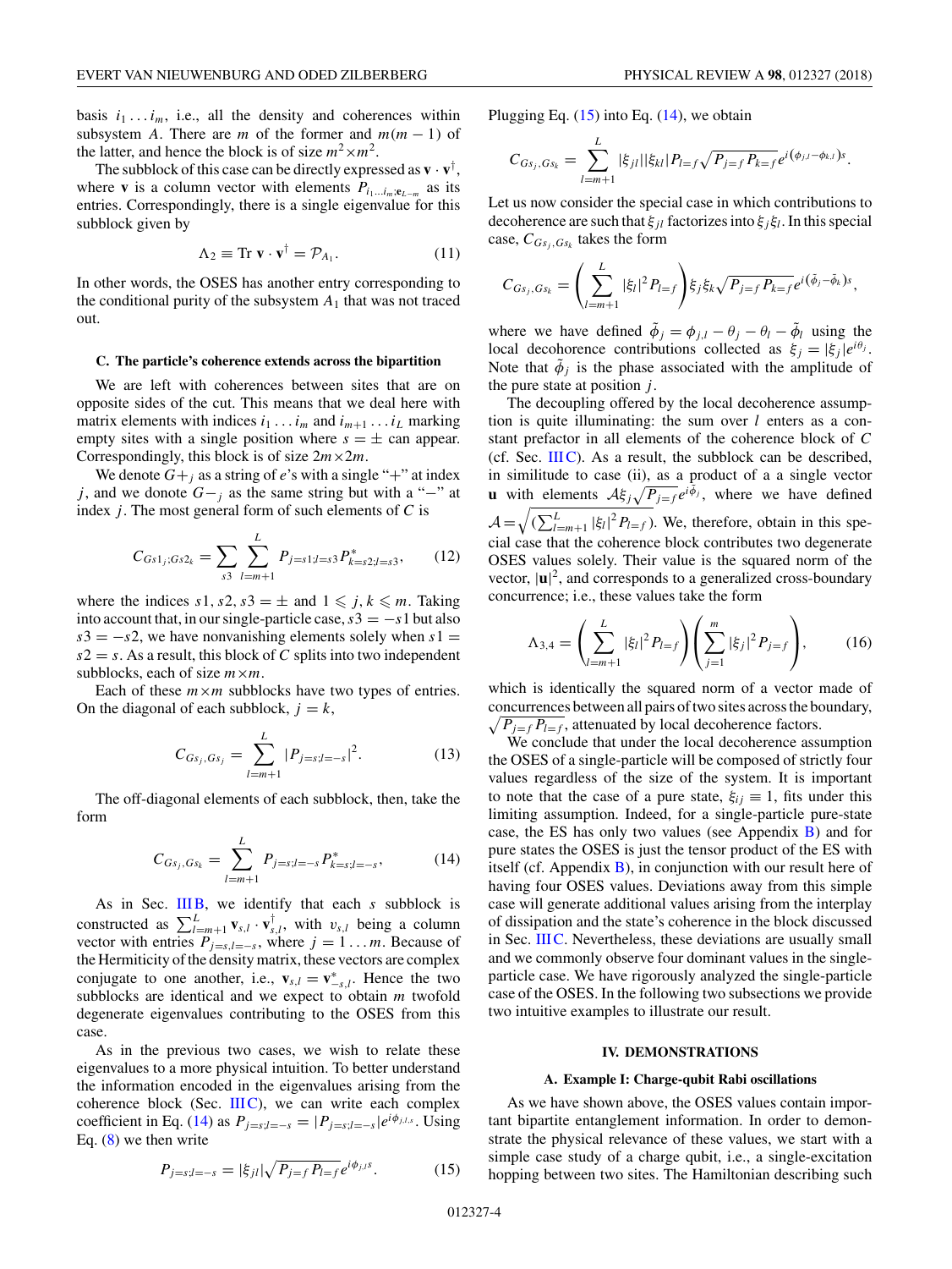basis $i_1 \ldots i_m$, i.e., all the density and coherences within subsystem $A$. There are $m$ of the former and $m(m-1)$ of the latter, and hence the block is of size $m^2 \times m^2$.

The subblock of this case can be directly expressed as $\mathbf{v} \cdot \mathbf{v}^\dagger$, where $\mathbf{v}$ is a column vector with elements $P_{i_1 \ldots i_m; \mathbf{e}_{L-m}}$ as its entries. Correspondingly, there is a single eigenvalue for this subblock given by

$$\Lambda_2 \equiv \text{Tr}\, \mathbf{v} \cdot \mathbf{v}^\dagger = \mathcal{P}_{A_1}. \tag{11}$$

In other words, the OSES has another entry corresponding to the conditional purity of the subsystem $A_1$ that was not traced out.

### C. The particle's coherence extends across the bipartition

We are left with coherences between sites that are on opposite sides of the cut. This means that we deal here with matrix elements with indices $i_1 \ldots i_m$ and $i_{m+1} \ldots i_L$ marking empty sites with a single position where $s = \pm$ can appear. Correspondingly, this block is of size $2m \times 2m$.

We denote $G+_j$ as a string of $e$'s with a single "+" at index $j$, and we donote $G-_j$ as the same string but with a "−" at index $j$. The most general form of such elements of $C$ is

$$C_{Gs1_j;Gs2_k} = \sum_{s3} \sum_{l=m+1}^{L} P_{j=s1;l=s3} P^*_{k=s2;l=s3}, \tag{12}$$

where the indices $s1, s2, s3 = \pm$ and $1 \leqslant j, k \leqslant m$. Taking into account that, in our single-particle case, $s3 = -s1$ but also $s3 = -s2$, we have nonvanishing elements solely when $s1 = s2 = s$. As a result, this block of $C$ splits into two independent subblocks, each of size $m \times m$.

Each of these $m \times m$ subblocks have two types of entries. On the diagonal of each subblock, $j = k$,

$$C_{Gs_j,Gs_j} = \sum_{l=m+1}^{L} |P_{j=s;l=-s}|^2. \tag{13}$$

The off-diagonal elements of each subblock, then, take the form

$$C_{Gs_j,Gs_k} = \sum_{l=m+1}^{L} P_{j=s;l=-s} P^*_{k=s;l=-s}, \tag{14}$$

As in Sec. III B, we identify that each $s$ subblock is constructed as $\sum_{l=m+1}^{L} \mathbf{v}_{s,l} \cdot \mathbf{v}^\dagger_{s,l}$, with $v_{s,l}$ being a column vector with entries $P_{j=s,l=-s}$, where $j = 1 \ldots m$. Because of the Hermiticity of the density matrix, these vectors are complex conjugate to one another, i.e., $\mathbf{v}_{s,l} = \mathbf{v}^*_{-s,l}$. Hence the two subblocks are identical and we expect to obtain $m$ twofold degenerate eigenvalues contributing to the OSES from this case.

As in the previous two cases, we wish to relate these eigenvalues to a more physical intuition. To better understand the information encoded in the eigenvalues arising from the coherence block (Sec. III C), we can write each complex coefficient in Eq. (14) as $P_{j=s;l=-s} = |P_{j=s;l=-s}| e^{i\phi_{j,l,s}}$. Using Eq. (8) we then write

$$P_{j=s;l=-s} = |\xi_{jl}| \sqrt{P_{j=f} P_{l=f}}\, e^{i\phi_{j,l}s}. \tag{15}$$

Plugging Eq. (15) into Eq. (14), we obtain

$$C_{Gs_j,Gs_k} = \sum_{l=m+1}^{L} |\xi_{jl}||\xi_{kl}| P_{l=f} \sqrt{P_{j=f} P_{k=f}}\, e^{i(\phi_{j,l} - \phi_{k,l})s}.$$

Let us now consider the special case in which contributions to decoherence are such that $\xi_{jl}$ factorizes into $\xi_j \xi_l$. In this special case, $C_{Gs_j,Gs_k}$ takes the form

$$C_{Gs_j,Gs_k} = \left( \sum_{l=m+1}^{L} |\xi_l|^2 P_{l=f} \right) \xi_j \xi_k \sqrt{P_{j=f} P_{k=f}}\, e^{i(\tilde{\phi}_j - \tilde{\phi}_k)s},$$

where we have defined $\tilde{\phi}_j = \phi_{j,l} - \theta_j - \theta_l - \tilde{\phi}_l$ using the local decohorence contributions collected as $\xi_j = |\xi_j| e^{i\theta_j}$. Note that $\tilde{\phi}_j$ is the phase associated with the amplitude of the pure state at position $j$.

The decoupling offered by the local decoherence assumption is quite illuminating: the sum over $l$ enters as a constant prefactor in all elements of the coherence block of $C$ (cf. Sec. III C). As a result, the subblock can be described, in similitude to case (ii), as a product of a a single vector $\mathbf{u}$ with elements $\mathcal{A} \xi_j \sqrt{P_{j=f}}\, e^{i\tilde{\phi}_j}$, where we have defined $\mathcal{A} = \sqrt{\left(\sum_{l=m+1}^{L} |\xi_l|^2 P_{l=f}\right)}$. We, therefore, obtain in this special case that the coherence block contributes two degenerate OSES values solely. Their value is the squared norm of the vector, $|\mathbf{u}|^2$, and corresponds to a generalized cross-boundary concurrence; i.e., these values take the form

$$\Lambda_{3,4} = \left( \sum_{l=m+1}^{L} |\xi_l|^2 P_{l=f} \right) \left( \sum_{j=1}^{m} |\xi_j|^2 P_{j=f} \right), \tag{16}$$

which is identically the squared norm of a vector made of concurrences between all pairs of two sites across the boundary, $\sqrt{P_{j=f} P_{l=f}}$, attenuated by local decoherence factors.

We conclude that under the local decoherence assumption the OSES of a single-particle will be composed of strictly four values regardless of the size of the system. It is important to note that the case of a pure state, $\xi_{ij} \equiv 1$, fits under this limiting assumption. Indeed, for a single-particle pure-state case, the ES has only two values (see Appendix B) and for pure states the OSES is just the tensor product of the ES with itself (cf. Appendix B), in conjunction with our result here of having four OSES values. Deviations away from this simple case will generate additional values arising from the interplay of dissipation and the state's coherence in the block discussed in Sec. III C. Nevertheless, these deviations are usually small and we commonly observe four dominant values in the single-particle case. We have rigorously analyzed the single-particle case of the OSES. In the following two subsections we provide two intuitive examples to illustrate our result.

## IV. DEMONSTRATIONS

### A. Example I: Charge-qubit Rabi oscillations

As we have shown above, the OSES values contain important bipartite entanglement information. In order to demonstrate the physical relevance of these values, we start with a simple case study of a charge qubit, i.e., a single-excitation hopping between two sites. The Hamiltonian describing such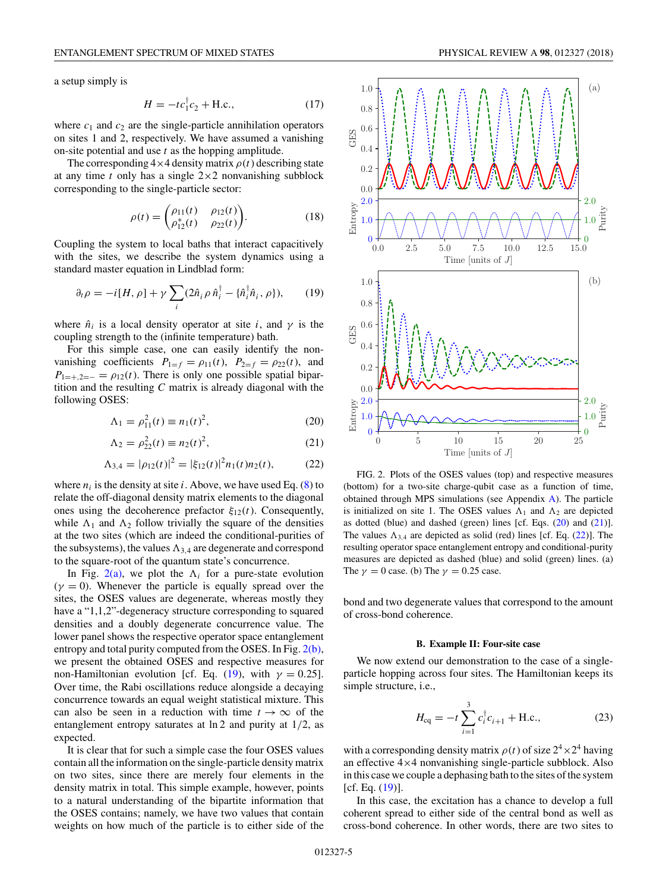a setup simply is

$$H = -t c_1^\dagger c_2 + \text{H.c.}, \tag{17}$$

where $c_1$ and $c_2$ are the single-particle annihilation operators on sites 1 and 2, respectively. We have assumed a vanishing on-site potential and use $t$ as the hopping amplitude.

The corresponding $4\times 4$ density matrix $\rho(t)$ describing state at any time $t$ only has a single $2\times 2$ nonvanishing subblock corresponding to the single-particle sector:

$$\rho(t) = \begin{pmatrix} \rho_{11}(t) & \rho_{12}(t) \\ \rho_{12}^*(t) & \rho_{22}(t) \end{pmatrix}. \tag{18}$$

Coupling the system to local baths that interact capacitively with the sites, we describe the system dynamics using a standard master equation in Lindblad form:

$$\partial_t \rho = -i[H,\rho] + \gamma \sum_i (2\hat{n}_i \rho \, \hat{n}_i^\dagger - \{\hat{n}_i^\dagger \hat{n}_i, \rho\}), \tag{19}$$

where $\hat{n}_i$ is a local density operator at site $i$, and $\gamma$ is the coupling strength to the (infinite temperature) bath.

For this simple case, one can easily identify the nonvanishing coefficients $P_{1=f} = \rho_{11}(t)$, $P_{2=f} = \rho_{22}(t)$, and $P_{1=+,2=-} = \rho_{12}(t)$. There is only one possible spatial bipartition and the resulting $C$ matrix is already diagonal with the following OSES:

$$\Lambda_1 = \rho_{11}^2(t) \equiv n_1(t)^2, \tag{20}$$

$$\Lambda_2 = \rho_{22}^2(t) \equiv n_2(t)^2, \tag{21}$$

$$\Lambda_{3,4} = |\rho_{12}(t)|^2 = |\xi_{12}(t)|^2 n_1(t) n_2(t), \tag{22}$$

where $n_i$ is the density at site $i$. Above, we have used Eq. (8) to relate the off-diagonal density matrix elements to the diagonal ones using the decoherence prefactor $\xi_{12}(t)$. Consequently, while $\Lambda_1$ and $\Lambda_2$ follow trivially the square of the densities at the two sites (which are indeed the conditional-purities of the subsystems), the values $\Lambda_{3,4}$ are degenerate and correspond to the square-root of the quantum state's concurrence.

In Fig. 2(a), we plot the $\Lambda_i$ for a pure-state evolution ($\gamma = 0$). Whenever the particle is equally spread over the sites, the OSES values are degenerate, whereas mostly they have a "1,1,2"-degeneracy structure corresponding to squared densities and a doubly degenerate concurrence value. The lower panel shows the respective operator space entanglement entropy and total purity computed from the OSES. In Fig. 2(b), we present the obtained OSES and respective measures for non-Hamiltonian evolution [cf. Eq. (19), with $\gamma = 0.25$]. Over time, the Rabi oscillations reduce alongside a decaying concurrence towards an equal weight statistical mixture. This can also be seen in a reduction with time $t \to \infty$ of the entanglement entropy saturates at $\ln 2$ and purity at $1/2$, as expected.

It is clear that for such a simple case the four OSES values contain all the information on the single-particle density matrix on two sites, since there are merely four elements in the density matrix in total. This simple example, however, points to a natural understanding of the bipartite information that the OSES contains; namely, we have two values that contain weights on how much of the particle is to either side of the bond and two degenerate values that correspond to the amount of cross-bond coherence.

FIG. 2. Plots of the OSES values (top) and respective measures (bottom) for a two-site charge-qubit case as a function of time, obtained through MPS simulations (see Appendix A). The particle is initialized on site 1. The OSES values $\Lambda_1$ and $\Lambda_2$ are depicted as dotted (blue) and dashed (green) lines [cf. Eqs. (20) and (21)]. The values $\Lambda_{3,4}$ are depicted as solid (red) lines [cf. Eq. (22)]. The resulting operator space entanglement entropy and conditional-purity measures are depicted as dashed (blue) and solid (green) lines. (a) The $\gamma = 0$ case. (b) The $\gamma = 0.25$ case.

### B. Example II: Four-site case

We now extend our demonstration to the case of a single-particle hopping across four sites. The Hamiltonian keeps its simple structure, i.e.,

$$H_{\text{cq}} = -t \sum_{i=1}^{3} c_i^\dagger c_{i+1} + \text{H.c.}, \tag{23}$$

with a corresponding density matrix $\rho(t)$ of size $2^4 \times 2^4$ having an effective $4\times 4$ nonvanishing single-particle subblock. Also in this case we couple a dephasing bath to the sites of the system [cf. Eq. (19)].

In this case, the excitation has a chance to develop a full coherent spread to either side of the central bond as well as cross-bond coherence. In other words, there are two sites to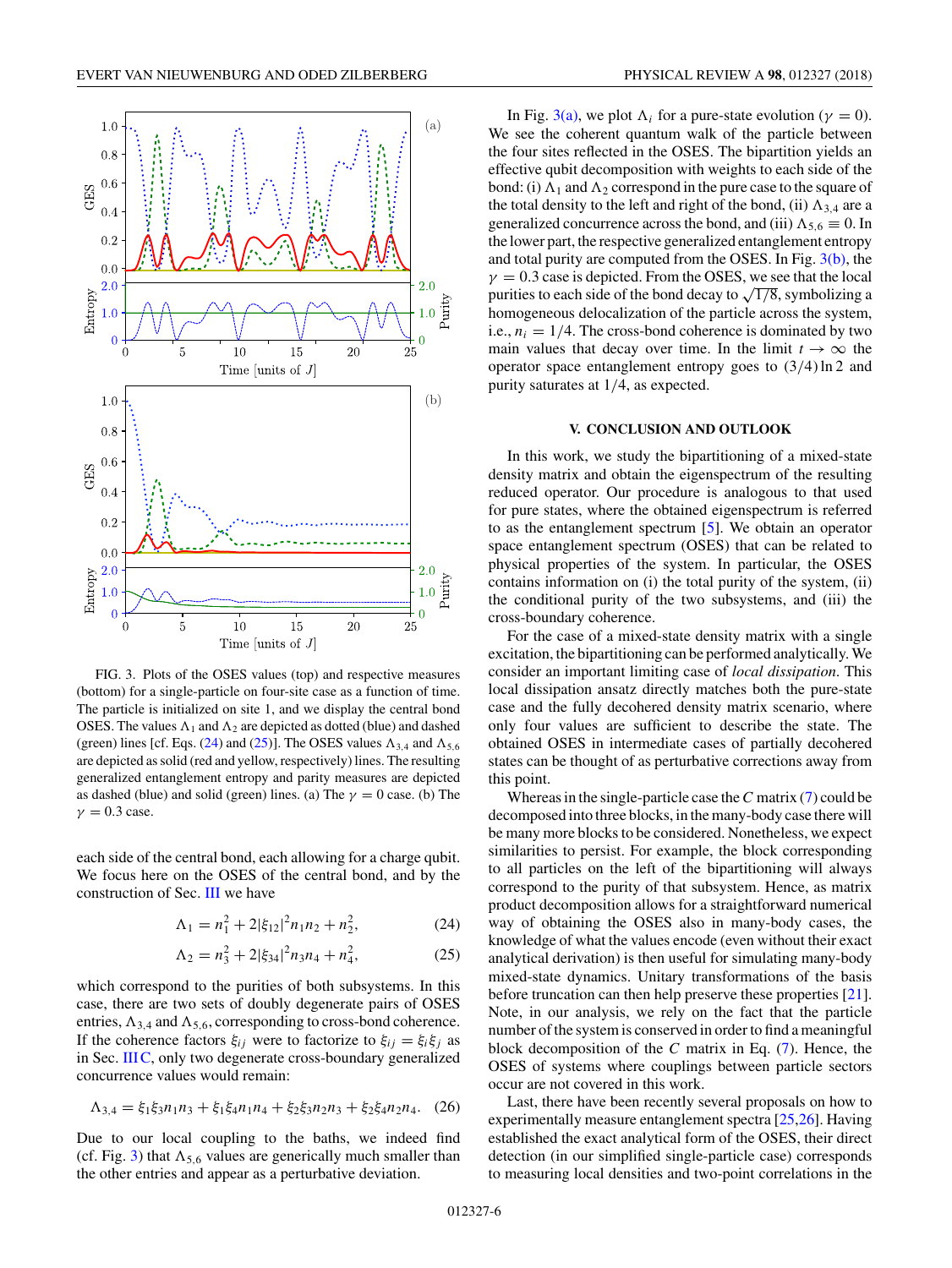FIG. 3. Plots of the OSES values (top) and respective measures (bottom) for a single-particle on four-site case as a function of time. The particle is initialized on site 1, and we display the central bond OSES. The values $\Lambda_1$ and $\Lambda_2$ are depicted as dotted (blue) and dashed (green) lines [cf. Eqs. (24) and (25)]. The OSES values $\Lambda_{3,4}$ and $\Lambda_{5,6}$ are depicted as solid (red and yellow, respectively) lines. The resulting generalized entanglement entropy and parity measures are depicted as dashed (blue) and solid (green) lines. (a) The $\gamma = 0$ case. (b) The $\gamma = 0.3$ case.

each side of the central bond, each allowing for a charge qubit. We focus here on the OSES of the central bond, and by the construction of Sec. III we have

$$\Lambda_1 = n_1^2 + 2|\xi_{12}|^2 n_1 n_2 + n_2^2, \tag{24}$$

$$\Lambda_2 = n_3^2 + 2|\xi_{34}|^2 n_3 n_4 + n_4^2, \tag{25}$$

which correspond to the purities of both subsystems. In this case, there are two sets of doubly degenerate pairs of OSES entries, $\Lambda_{3,4}$ and $\Lambda_{5,6}$, corresponding to cross-bond coherence. If the coherence factors $\xi_{ij}$ were to factorize to $\xi_{ij} = \xi_i \xi_j$ as in Sec. III C, only two degenerate cross-boundary generalized concurrence values would remain:

$$\Lambda_{3,4} = \xi_1 \xi_3 n_1 n_3 + \xi_1 \xi_4 n_1 n_4 + \xi_2 \xi_3 n_2 n_3 + \xi_2 \xi_4 n_2 n_4. \tag{26}$$

Due to our local coupling to the baths, we indeed find (cf. Fig. 3) that $\Lambda_{5,6}$ values are generically much smaller than the other entries and appear as a perturbative deviation.

In Fig. 3(a), we plot $\Lambda_i$ for a pure-state evolution ($\gamma = 0$). We see the coherent quantum walk of the particle between the four sites reflected in the OSES. The bipartition yields an effective qubit decomposition with weights to each side of the bond: (i) $\Lambda_1$ and $\Lambda_2$ correspond in the pure case to the square of the total density to the left and right of the bond, (ii) $\Lambda_{3,4}$ are a generalized concurrence across the bond, and (iii) $\Lambda_{5,6} \equiv 0$. In the lower part, the respective generalized entanglement entropy and total purity are computed from the OSES. In Fig. 3(b), the $\gamma = 0.3$ case is depicted. From the OSES, we see that the local purities to each side of the bond decay to $\sqrt{1/8}$, symbolizing a homogeneous delocalization of the particle across the system, i.e., $n_i = 1/4$. The cross-bond coherence is dominated by two main values that decay over time. In the limit $t \to \infty$ the operator space entanglement entropy goes to $(3/4) \ln 2$ and purity saturates at $1/4$, as expected.

## V. CONCLUSION AND OUTLOOK

In this work, we study the bipartitioning of a mixed-state density matrix and obtain the eigenspectrum of the resulting reduced operator. Our procedure is analogous to that used for pure states, where the obtained eigenspectrum is referred to as the entanglement spectrum [5]. We obtain an operator space entanglement spectrum (OSES) that can be related to physical properties of the system. In particular, the OSES contains information on (i) the total purity of the system, (ii) the conditional purity of the two subsystems, and (iii) the cross-boundary coherence.

For the case of a mixed-state density matrix with a single excitation, the bipartitioning can be performed analytically. We consider an important limiting case of *local dissipation*. This local dissipation ansatz directly matches both the pure-state case and the fully decohered density matrix scenario, where only four values are sufficient to describe the state. The obtained OSES in intermediate cases of partially decohered states can be thought of as perturbative corrections away from this point.

Whereas in the single-particle case the $C$ matrix (7) could be decomposed into three blocks, in the many-body case there will be many more blocks to be considered. Nonetheless, we expect similarities to persist. For example, the block corresponding to all particles on the left of the bipartitioning will always correspond to the purity of that subsystem. Hence, as matrix product decomposition allows for a straightforward numerical way of obtaining the OSES also in many-body cases, the knowledge of what the values encode (even without their exact analytical derivation) is then useful for simulating many-body mixed-state dynamics. Unitary transformations of the basis before truncation can then help preserve these properties [21]. Note, in our analysis, we rely on the fact that the particle number of the system is conserved in order to find a meaningful block decomposition of the $C$ matrix in Eq. (7). Hence, the OSES of systems where couplings between particle sectors occur are not covered in this work.

Last, there have been recently several proposals on how to experimentally measure entanglement spectra [25,26]. Having established the exact analytical form of the OSES, their direct detection (in our simplified single-particle case) corresponds to measuring local densities and two-point correlations in the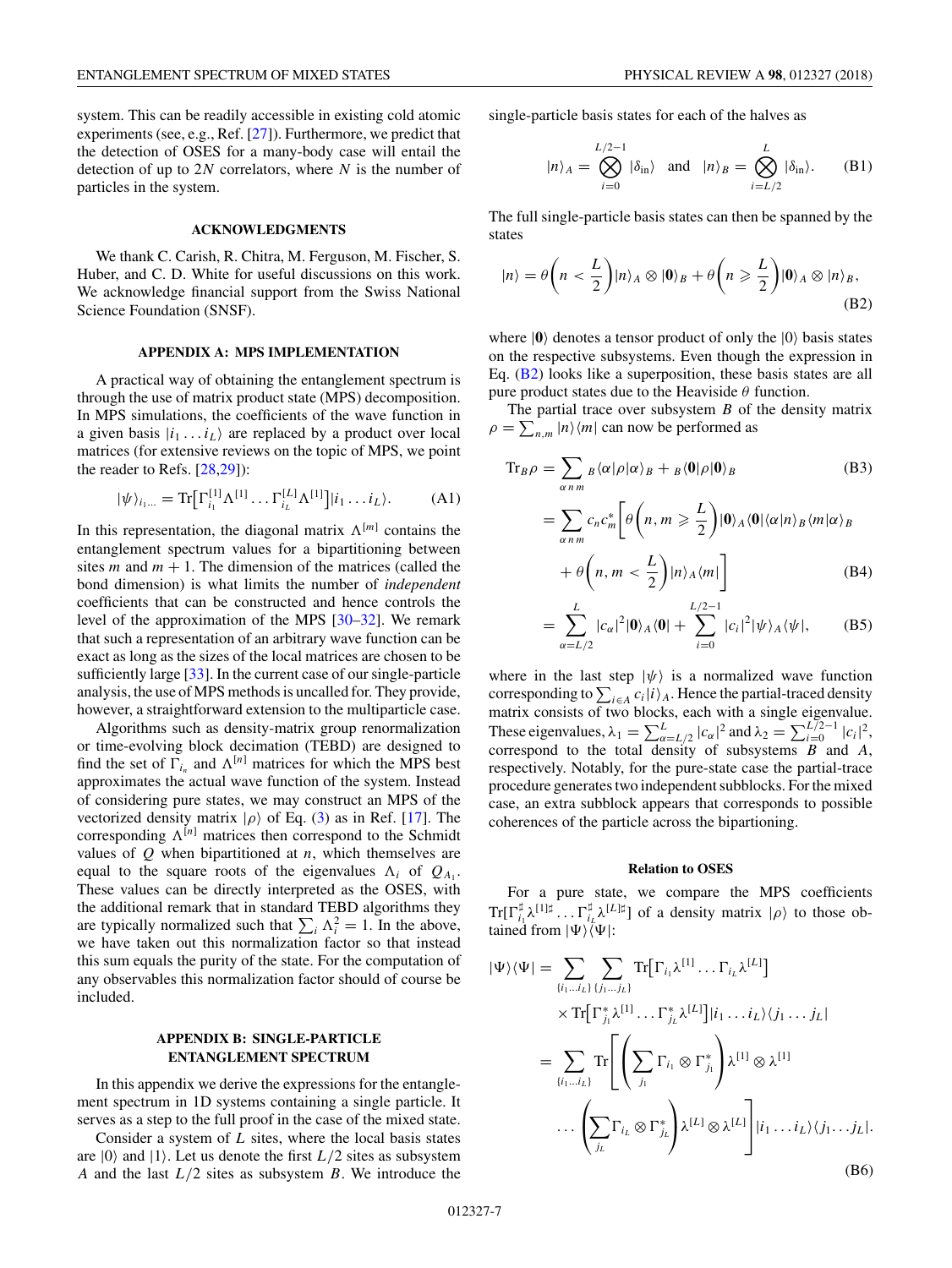system. This can be readily accessible in existing cold atomic experiments (see, e.g., Ref. [27]). Furthermore, we predict that the detection of OSES for a many-body case will entail the detection of up to $2N$ correlators, where $N$ is the number of particles in the system.

## ACKNOWLEDGMENTS

We thank C. Carish, R. Chitra, M. Ferguson, M. Fischer, S. Huber, and C. D. White for useful discussions on this work. We acknowledge financial support from the Swiss National Science Foundation (SNSF).

## APPENDIX A: MPS IMPLEMENTATION

A practical way of obtaining the entanglement spectrum is through the use of matrix product state (MPS) decomposition. In MPS simulations, the coefficients of the wave function in a given basis $|i_1 \dots i_L\rangle$ are replaced by a product over local matrices (for extensive reviews on the topic of MPS, we point the reader to Refs. [28,29]):

$$|\psi\rangle_{i_1\dots} = \mathrm{Tr}\big[\Gamma^{[1]}_{i_1}\Lambda^{[1]}\dots\Gamma^{[L]}_{i_L}\Lambda^{[1]}\big]|i_1\dots i_L\rangle. \tag{A1}$$

In this representation, the diagonal matrix $\Lambda^{[m]}$ contains the entanglement spectrum values for a bipartitioning between sites $m$ and $m+1$. The dimension of the matrices (called the bond dimension) is what limits the number of *independent* coefficients that can be constructed and hence controls the level of the approximation of the MPS [30–32]. We remark that such a representation of an arbitrary wave function can be exact as long as the sizes of the local matrices are chosen to be sufficiently large [33]. In the current case of our single-particle analysis, the use of MPS methods is uncalled for. They provide, however, a straightforward extension to the multiparticle case.

Algorithms such as density-matrix group renormalization or time-evolving block decimation (TEBD) are designed to find the set of $\Gamma_{i_n}$ and $\Lambda^{[n]}$ matrices for which the MPS best approximates the actual wave function of the system. Instead of considering pure states, we may construct an MPS of the vectorized density matrix $|\rho\rangle$ of Eq. (3) as in Ref. [17]. The corresponding $\Lambda^{[n]}$ matrices then correspond to the Schmidt values of $Q$ when bipartitioned at $n$, which themselves are equal to the square roots of the eigenvalues $\Lambda_i$ of $Q_{A_1}$. These values can be directly interpreted as the OSES, with the additional remark that in standard TEBD algorithms they are typically normalized such that $\sum_i \Lambda_i^2 = 1$. In the above, we have taken out this normalization factor so that instead this sum equals the purity of the state. For the computation of any observables this normalization factor should of course be included.

## APPENDIX B: SINGLE-PARTICLE ENTANGLEMENT SPECTRUM

In this appendix we derive the expressions for the entanglement spectrum in 1D systems containing a single particle. It serves as a step to the full proof in the case of the mixed state.

Consider a system of $L$ sites, where the local basis states are $|0\rangle$ and $|1\rangle$. Let us denote the first $L/2$ sites as subsystem $A$ and the last $L/2$ sites as subsystem $B$. We introduce the single-particle basis states for each of the halves as

$$|n\rangle_A = \bigotimes_{i=0}^{L/2-1}|\delta_{in}\rangle \quad \text{and} \quad |n\rangle_B = \bigotimes_{i=L/2}^{L}|\delta_{in}\rangle. \tag{B1}$$

The full single-particle basis states can then be spanned by the states

$$|n\rangle = \theta\left(n < \frac{L}{2}\right)|n\rangle_A \otimes |\mathbf{0}\rangle_B + \theta\left(n \geqslant \frac{L}{2}\right)|\mathbf{0}\rangle_A \otimes |n\rangle_B, \tag{B2}$$

where $|\mathbf{0}\rangle$ denotes a tensor product of only the $|0\rangle$ basis states on the respective subsystems. Even though the expression in Eq. (B2) looks like a superposition, these basis states are all pure product states due to the Heaviside $\theta$ function.

The partial trace over subsystem $B$ of the density matrix $\rho = \sum_{n,m}|n\rangle\langle m|$ can now be performed as

$$\mathrm{Tr}_B\rho = \sum_{\alpha\, n\, m} {}_B\langle\alpha|\rho|\alpha\rangle_B + {}_B\langle\mathbf{0}|\rho|\mathbf{0}\rangle_B \tag{B3}$$

$$= \sum_{\alpha\, n\, m} c_n c_m^*\bigg[\theta\left(n, m \geqslant \frac{L}{2}\right)|\mathbf{0}\rangle_A\langle\mathbf{0}|\langle\alpha|n\rangle_B\langle m|\alpha\rangle_B$$
$$+ \theta\left(n, m < \frac{L}{2}\right)|n\rangle_A\langle m|\bigg] \tag{B4}$$

$$= \sum_{\alpha=L/2}^{L}|c_\alpha|^2|\mathbf{0}\rangle_A\langle\mathbf{0}| + \sum_{i=0}^{L/2-1}|c_i|^2|\psi\rangle_A\langle\psi|, \tag{B5}$$

where in the last step $|\psi\rangle$ is a normalized wave function corresponding to $\sum_{i\in A}c_i|i\rangle_A$. Hence the partial-traced density matrix consists of two blocks, each with a single eigenvalue. These eigenvalues, $\lambda_1 = \sum_{\alpha=L/2}^{L}|c_\alpha|^2$ and $\lambda_2 = \sum_{i=0}^{L/2-1}|c_i|^2$, correspond to the total density of subsystems $B$ and $A$, respectively. Notably, for the pure-state case the partial-trace procedure generates two independent subblocks. For the mixed case, an extra subblock appears that corresponds to possible coherences of the particle across the bipartitioning.

### Relation to OSES

For a pure state, we compare the MPS coefficients $\mathrm{Tr}[\Gamma^\sharp_{i_1}\lambda^{[1]\sharp}\dots\Gamma^\sharp_{i_L}\lambda^{[L]\sharp}]$ of a density matrix $|\rho\rangle$ to those obtained from $|\Psi\rangle\langle\Psi|$:

$$|\Psi\rangle\langle\Psi| = \sum_{\{i_1\dots i_L\}}\sum_{\{j_1\dots j_L\}}\mathrm{Tr}\big[\Gamma_{i_1}\lambda^{[1]}\dots\Gamma_{i_L}\lambda^{[L]}\big]$$
$$\times\,\mathrm{Tr}\big[\Gamma^*_{j_1}\lambda^{[1]}\dots\Gamma^*_{j_L}\lambda^{[L]}\big]|i_1\dots i_L\rangle\langle j_1\dots j_L|$$
$$= \sum_{\{i_1\dots i_L\}}\mathrm{Tr}\Bigg[\Bigg(\sum_{j_1}\Gamma_{i_1}\otimes\Gamma^*_{j_1}\Bigg)\lambda^{[1]}\otimes\lambda^{[1]}$$
$$\dots\Bigg(\sum_{j_L}\Gamma_{i_L}\otimes\Gamma^*_{j_L}\Bigg)\lambda^{[L]}\otimes\lambda^{[L]}\Bigg]|i_1\dots i_L\rangle\langle j_1\dots j_L|. \tag{B6}$$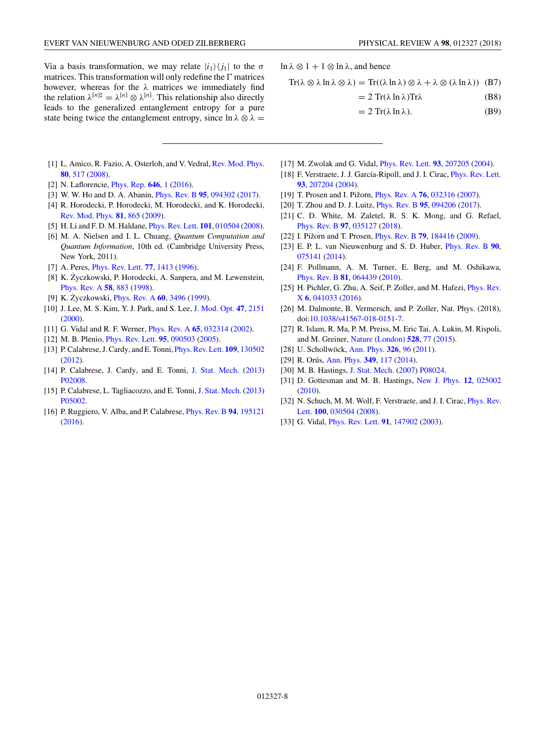Via a basis transformation, we may relate $|i_1\rangle\langle j_1|$ to the $\sigma$ matrices. This transformation will only redefine the $\Gamma$ matrices however, whereas for the $\lambda$ matrices we immediately find the relation $\lambda^{[n]\sharp} = \lambda^{[n]} \otimes \lambda^{[n]}$. This relationship also directly leads to the generalized entanglement entropy for a pure state being twice the entanglement entropy, since $\ln \lambda \otimes \lambda = \ln \lambda \otimes 1 + 1 \otimes \ln \lambda$, and hence

$$\mathrm{Tr}(\lambda \otimes \lambda \ln \lambda \otimes \lambda) = \mathrm{Tr}((\lambda \ln \lambda) \otimes \lambda + \lambda \otimes (\lambda \ln \lambda)) \tag{B7}$$

$$= 2\, \mathrm{Tr}(\lambda \ln \lambda)\mathrm{Tr}\lambda \tag{B8}$$

$$= 2\, \mathrm{Tr}(\lambda \ln \lambda). \tag{B9}$$

---

[1] L. Amico, R. Fazio, A. Osterloh, and V. Vedral, Rev. Mod. Phys. **80**, 517 (2008).

[2] N. Laflorencie, Phys. Rep. **646**, 1 (2016).

[3] W. W. Ho and D. A. Abanin, Phys. Rev. B **95**, 094302 (2017).

[4] R. Horodecki, P. Horodecki, M. Horodecki, and K. Horodecki, Rev. Mod. Phys. **81**, 865 (2009).

[5] H. Li and F. D. M. Haldane, Phys. Rev. Lett. **101**, 010504 (2008).

[6] M. A. Nielsen and I. L. Chuang, *Quantum Computation and Quantum Information*, 10th ed. (Cambridge University Press, New York, 2011).

[7] A. Peres, Phys. Rev. Lett. **77**, 1413 (1996).

[8] K. Życzkowski, P. Horodecki, A. Sanpera, and M. Lewenstein, Phys. Rev. A **58**, 883 (1998).

[9] K. Życzkowski, Phys. Rev. A **60**, 3496 (1999).

[10] J. Lee, M. S. Kim, Y. J. Park, and S. Lee, J. Mod. Opt. **47**, 2151 (2000).

[11] G. Vidal and R. F. Werner, Phys. Rev. A **65**, 032314 (2002).

[12] M. B. Plenio, Phys. Rev. Lett. **95**, 090503 (2005).

[13] P. Calabrese, J. Cardy, and E. Tonni, Phys. Rev. Lett. **109**, 130502 (2012).

[14] P. Calabrese, J. Cardy, and E. Tonni, J. Stat. Mech. (2013) P02008.

[15] P. Calabrese, L. Tagliacozzo, and E. Tonni, J. Stat. Mech. (2013) P05002.

[16] P. Ruggiero, V. Alba, and P. Calabrese, Phys. Rev. B **94**, 195121 (2016).

[17] M. Zwolak and G. Vidal, Phys. Rev. Lett. **93**, 207205 (2004).

[18] F. Verstraete, J. J. García-Ripoll, and J. I. Cirac, Phys. Rev. Lett. **93**, 207204 (2004).

[19] T. Prosen and I. Pižorn, Phys. Rev. A **76**, 032316 (2007).

[20] T. Zhou and D. J. Luitz, Phys. Rev. B **95**, 094206 (2017).

[21] C. D. White, M. Zaletel, R. S. K. Mong, and G. Refael, Phys. Rev. B **97**, 035127 (2018).

[22] I. Pižorn and T. Prosen, Phys. Rev. B **79**, 184416 (2009).

[23] E. P. L. van Nieuwenburg and S. D. Huber, Phys. Rev. B **90**, 075141 (2014).

[24] F. Pollmann, A. M. Turner, E. Berg, and M. Oshikawa, Phys. Rev. B **81**, 064439 (2010).

[25] H. Pichler, G. Zhu, A. Seif, P. Zoller, and M. Hafezi, Phys. Rev. X **6**, 041033 (2016).

[26] M. Dalmonte, B. Vermersch, and P. Zoller, Nat. Phys. (2018), doi:10.1038/s41567-018-0151-7.

[27] R. Islam, R. Ma, P. M. Preiss, M. Eric Tai, A. Lukin, M. Rispoli, and M. Greiner, Nature (London) **528**, 77 (2015).

[28] U. Schollwöck, Ann. Phys. **326**, 96 (2011).

[29] R. Orús, Ann. Phys. **349**, 117 (2014).

[30] M. B. Hastings, J. Stat. Mech. (2007) P08024.

[31] D. Gottesman and M. B. Hastings, New J. Phys. **12**, 025002 (2010).

[32] N. Schuch, M. M. Wolf, F. Verstraete, and J. I. Cirac, Phys. Rev. Lett. **100**, 030504 (2008).

[33] G. Vidal, Phys. Rev. Lett. **91**, 147902 (2003).